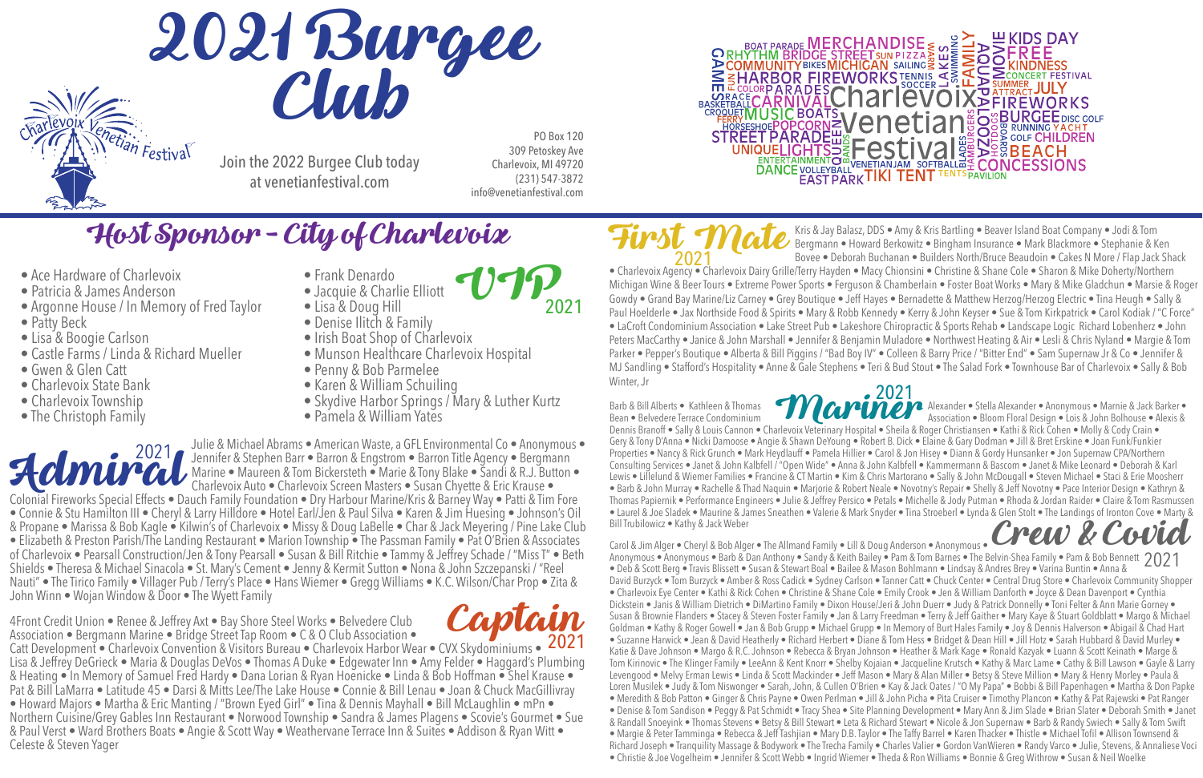# 2021 Burgee Club

Charlevoix Venetian Festival

Join the 2022 Burgee Club today at venetianfestival.com

PO Box 120
309 Petoskey Ave
Charlevoix, MI 49720
(231) 547-3872
info@venetianfestival.com

## Host Sponsor – City of Charlevoix

## VIP 2021

- Ace Hardware of Charlevoix
- Patricia & James Anderson
- Argonne House / In Memory of Fred Taylor
- Patty Beck
- Lisa & Boogie Carlson
- Castle Farms / Linda & Richard Mueller
- Gwen & Glen Catt
- Charlevoix State Bank
- Charlevoix Township
- The Christoph Family
- Frank Denardo
- Jacquie & Charlie Elliott
- Lisa & Doug Hill
- Denise Ilitch & Family
- Irish Boat Shop of Charlevoix
- Munson Healthcare Charlevoix Hospital
- Penny & Bob Parmelee
- Karen & William Schuiling
- Skydive Harbor Springs / Mary & Luther Kurtz
- Pamela & William Yates

## Admiral 2021

Julie & Michael Abrams • American Waste, a GFL Environmental Co • Anonymous • Jennifer & Stephen Barr • Barron & Engstrom • Barron Title Agency • Bergmann Marine • Maureen & Tom Bickersteth • Marie & Tony Blake • Sandi & R.J. Button • Charlevoix Auto • Charlevoix Screen Masters • Susan Chyette & Eric Krause • Colonial Fireworks Special Effects • Dauch Family Foundation • Dry Harbour Marine/Kris & Barney Way • Patti & Tim Fore • Connie & Stu Hamilton III • Cheryl & Larry Hilldore • Hotel Earl/Jen & Paul Silva • Karen & Jim Huesing • Johnson's Oil & Propane • Marissa & Bob Kagle • Kilwin's of Charlevoix • Missy & Doug LaBelle • Char & Jack Meyering / Pine Lake Club • Elizabeth & Preston Parish/The Landing Restaurant • Marion Township • The Passman Family • Pat O'Brien & Associates of Charlevoix • Pearsall Construction/Jen & Tony Pearsall • Susan & Bill Ritchie • Tammy & Jeffrey Schade / "Miss T" • Beth Shields • Theresa & Michael Sinacola • St. Mary's Cement • Jenny & Kermit Sutton • Nona & John Szczepanski / "Reel Nauti" • The Tirico Family • Villager Pub / Terry's Place • Hans Wiemer • Gregg Williams • K.C. Wilson/Char Prop • Zita & John Winn • Wojan Window & Door • The Wyett Family

## Captain 2021

4Front Credit Union • Renee & Jeffrey Axt • Bay Shore Steel Works • Belvedere Club Association • Bergmann Marine • Bridge Street Tap Room • C & O Club Association • Catt Development • Charlevoix Convention & Visitors Bureau • Charlevoix Harbor Wear • CVX Skydominiums • Lisa & Jeffrey DeGrieck • Maria & Douglas DeVos • Thomas A Duke • Edgewater Inn • Amy Felder • Haggard's Plumbing & Heating • In Memory of Samuel Fred Hardy • Dana Lorian & Ryan Hoenicke • Linda & Bob Hoffman • Shel Krause • Pat & Bill LaMarra • Latitude 45 • Darsi & Mitts Lee/The Lake House • Connie & Bill Lenau • Joan & Chuck MacGillivray • Howard Majors • Martha & Eric Manting / "Brown Eyed Girl" • Tina & Dennis Mayhall • Bill McLaughlin • mPn • Northern Cuisine/Grey Gables Inn Restaurant • Norwood Township • Sandra & James Plagens • Scovie's Gourmet • Sue & Paul Verst • Ward Brothers Boats • Angie & Scott Way • Weathervane Terrace Inn & Suites • Addison & Ryan Witt • Celeste & Steven Yager

## First Mate 2021

Kris & Jay Balasz, DDS • Amy & Kris Bartling • Beaver Island Boat Company • Jodi & Tom Bergmann • Howard Berkowitz • Bingham Insurance • Mark Blackmore • Stephanie & Ken Bovee • Deborah Buchanan • Builders North/Bruce Beaudoin • Cakes N More / Flap Jack Shack • Charlevoix Agency • Charlevoix Dairy Grille/Terry Hayden • Macy Chionsini • Christine & Shane Cole • Sharon & Mike Doherty/Northern Michigan Wine & Beer Tours • Extreme Power Sports • Ferguson & Chamberlain • Foster Boat Works • Mary & Mike Gladchun • Marsie & Roger Gowdy • Grand Bay Marine/Liz Carney • Grey Boutique • Jeff Hayes • Bernadette & Matthew Herzog/Herzog Electric • Tina Heugh • Sally & Paul Hoelderle • Jax Northside Food & Spirits • Mary & Robb Kennedy • Kerry & John Keyser • Sue & Tom Kirkpatrick • Carol Kodiak / "C Force" • LaCroft Condominium Association • Lake Street Pub • Lakeshore Chiropractic & Sports Rehab • Landscape Logic Richard Lobenherz • John Peters MacCarthy • Janice & John Marshall • Jennifer & Benjamin Muladore • Northwest Heating & Air • Lesli & Chris Nyland • Margie & Tom Parker • Pepper's Boutique • Alberta & Bill Piggins / "Bad Boy IV" • Colleen & Barry Price / "Bitter End" • Sam Supernaw Jr & Co • Jennifer & MJ Sandling • Stafford's Hospitality • Anne & Gale Stephens • Teri & Bud Stout • The Salad Fork • Townhouse Bar of Charlevoix • Sally & Bob Winter, Jr

## Mariner 2021

Barb & Bill Alberts • Kathleen & Thomas Alexander • Stella Alexander • Anonymous • Marnie & Jack Barker • Bean • Belvedere Terrace Condominium Association • Bloom Floral Design • Lois & John Bolhouse • Alexis & Dennis Branoff • Sally & Louis Cannon • Charlevoix Veterinary Hospital • Sheila & Roger Christiansen • Kathi & Rick Cohen • Molly & Cody Crain • Gery & Tony D'Anna • Nicki Damoose • Angie & Shawn DeYoung • Robert B. Dick • Elaine & Gary Dodman • Jill & Bret Erskine • Joan Funk/Funkier Properties • Nancy & Rick Grunch • Mark Heydlauff • Pamela Hillier • Carol & Jon Hisey • Diann & Gordy Hunsanker • Jon Supernaw CPA/Northern Consulting Services • Janet & John Kalbfell / "Open Wide" • Anna & John Kalbfell • Kammermann & Bascom • Janet & Mike Leonard • Deborah & Karl Lewis • Lillelund & Wiemer Families • Francine & CT Martin • Kim & Chris Martorano • Sally & John McDougall • Steven Michael • Staci & Erie Moosherr • Barb & John Murray • Rachelle & Thad Naquin • Marjorie & Robert Neale • Novotny's Repair • Shelly & Jeff Novotny • Pace Interior Design • Kathryn & Thomas Papiernik • Performance Engineers • Julie & Jeffrey Persico • Petals • Michelle & Jody Putman • Rhoda & Jordan Raider • Claire & Tom Rasmussen • Laurel & Joe Sladek • Maurine & James Sneathen • Valerie & Mark Snyder • Tina Stroeberl • Lynda & Glen Stolt • The Landings of Ironton Cove • Marty & Bill Trubilowicz • Kathy & Jack Weber

## Crew & Covid 2021

Carol & Jim Alger • Cheryl & Bob Alger • The Allmand Family • Lill & Doug Anderson • Anonymous • Anonymous • Anonymous • Barb & Dan Anthony • Sandy & Keith Bailey • Pam & Tom Barnes • The Belvin-Shea Family • Pam & Bob Bennett • Deb & Scott Berg • Travis Blissett • Susan & Stewart Boal • Bailee & Mason Bohlmann • Lindsay & Andres Brey • Varina Buntin • Anna & David Burzyck • Tom Burzyck • Amber & Ross Cadick • Sydney Carlson • Tanner Catt • Chuck Center • Central Drug Store • Charlevoix Community Shopper • Charlevoix Eye Center • Kathi & Rick Cohen • Christine & Shane Cole • Emily Crook • Jen & William Danforth • Joyce & Dean Davenport • Cynthia Dickstein • Janis & William Dietrich • DiMartino Family • Dixon House/Jeri & John Duerr • Judy & Patrick Donnelly • Toni Felter & Ann Marie Gorney • Susan & Brownie Flanders • Stacey & Steven Foster Family • Jan & Larry Freedman • Terry & Jeff Gaither • Mary Kaye & Stuart Goldblatt • Margo & Michael Goldman • Kathy & Roger Gowell • Jan & Bob Grupp • Michael Grupp • In Memory of Burt Hales Family • Joy & Dennis Halverson • Abigail & Chad Hart • Suzanne Harwick • Jean & David Heatherly • Richard Herbert • Diane & Tom Hess • Bridget & Dean Hill • Jill Hotz • Sarah Hubbard & David Murley • Katie & Dave Johnson • Margo & R.C. Johnson • Rebecca & Bryan Johnson • Heather & Mark Kage • Ronald Kazyak • Luann & Scott Keinath • Marge & Tom Kirinovic • The Klinger Family • LeeAnn & Kent Knorr • Shelby Kojaian • Jacqueline Krutsch • Kathy & Marc Lame • Cathy & Bill Lawson • Gayle & Larry Levengood • Melvy Erman Lewis • Linda & Scott Mackinder • Jeff Mason • Mary & Alan Miller • Betsy & Steve Million • Mary & Henry Morley • Paula & Loren Musilek • Judy & Tom Niswonger • Sarah, John, & Cullen O'Brien • Kay & Jack Oates / "O My Papa" • Bobbi & Bill Papenhagen • Martha & Don Papke • Meredith & Bob Patton • Ginger & Chris Payne • Owen Perlman • Jill & John Picha • Pita Cruiser • Timothy Plancon • Kathy & Pat Rajewski • Pat Ranger • Denise & Tom Sandison • Peggy & Pat Schmidt • Tracy Shea • Site Planning Development • Mary Ann & Jim Slade • Brian Slater • Deborah Smith • Janet & Randall Snoeyink • Thomas Stevens • Betsy & Bill Stewart • Leta & Richard Stewart • Nicole & Jon Supernaw • Barb & Randy Swiech • Sally & Tom Swift • Margie & Peter Tamminga • Rebecca & Jeff Tashjian • Mary D.B. Taylor • The Taffy Barrel • Karen Thacker • Thistle • Michael Tofil • Allison Townsend & Richard Joseph • Tranquility Massage & Bodywork • The Trecha Family • Charles Valier • Gordon VanWieren • Randy Varco • Julie, Stevens, & Annaliese Voci • Christie & Joe Vogelheim • Jennifer & Scott Webb • Ingrid Wiemer • Theda & Ron Williams • Bonnie & Greg Withrow • Susan & Neil Woelke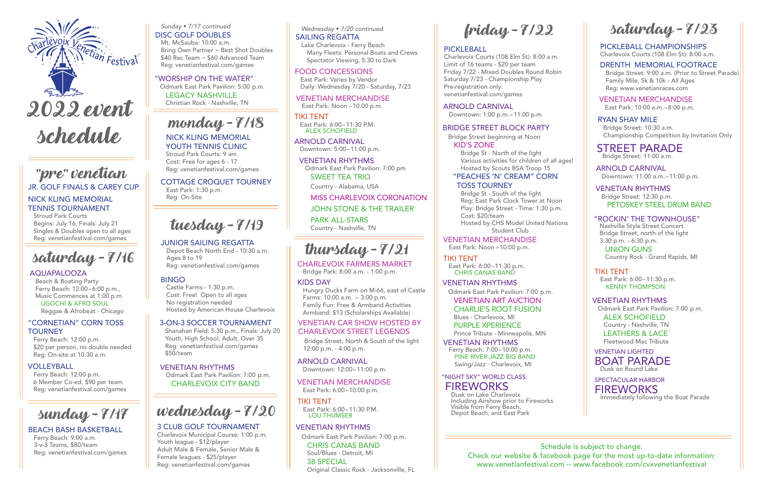Charlevoix Venetian Festival

# 2022 event schedule

## "pre" venetian

### JR. GOLF FINALS & CAREY CUP

### NICK KLING MEMORIAL TENNIS TOURNAMENT

Stroud Park Courts
Begins: July 16, Finals: July 21
Singles & Doubles open to all ages
Reg: venetianfestival.com/games

## saturday - 7/16

### AQUAPALOOZA

Beach & Boating Party
Ferry Beach: 12:00–6:00 p.m.,
Music Commences at 1:00 p.m.
UGOCHI & AFRO SOUL
Reggae & Afrobeat - Chicago

### "CORNETIAN" CORN TOSS TOURNEY

Ferry Beach: 12:00 p.m.
$20 per person, no double needed
Reg: On-site at 10:30 a.m.

### VOLLEYBALL

Ferry Beach: 12:00 p.m.
6 Member Co-ed, $90 per team
Reg: venetianfestival.com/games

## sunday - 7/17

### BEACH BASH BASKETBALL

Ferry Beach: 9:00 a.m.
3-v-3 Teams, $80/team
Reg: venetianfestival.com/games

*Sunday • 7/17 continued*

### DISC GOLF DOUBLES

Mt. McSauba: 10:00 a.m.
Bring Own Partner ~ Best Shot Doubles
$40 Rec Team ~ $60 Advanced Team
Reg: venetianfestival.com/games

### "WORSHIP ON THE WATER"

Odmark East Park Pavilion: 5:00 p.m.
LEGACY NASHVILLE
Christian Rock - Nashville, TN

## monday - 7/18

### NICK KLING MEMORIAL YOUTH TENNIS CLINIC

Stroud Park Courts: 9 am
Cost: Free for ages 6 - 17
Reg: venetianfestival.com/games

### COTTAGE CROQUET TOURNEY

East Park: 1:30 p.m.
Reg: On-Site

## tuesday - 7/19

### JUNIOR SAILING REGATTA

Depot Beach North End - 10:30 a.m.
Ages 8 to 19
Reg: venetianfestival.com/games

### BINGO

Castle Farms - 1:30 p.m.
Cost: Free! Open to all ages
No registration needed
Hosted by American House Charlevoix

### 3-ON-3 SOCCER TOURNAMENT

Shanahan Field: 5:30 p.m., Finals: July 20
Youth, High School, Adult, Over 35
Reg: venetianfestival.com/games
$50/team

### VENETIAN RHYTHMS

Odmark East Park Pavilion: 7:00 p.m.
CHARLEVOIX CITY BAND

## wednesday - 7/20

### 3 CLUB GOLF TOURNAMENT

Charlevoix Municipal Course: 1:00 p.m.
Youth league - $12/player
Adult Male & Female, Senior Male & Female leagues - $25/player
Reg: venetianfestival.com/games

*Wednesday • 7/20 continued*

### SAILING REGATTA

Lake Charlevoix - Ferry Beach
Many Fleets: Personal Boats and Crews
Spectator Viewing, 5:30 to Dark

### FOOD CONCESSIONS

East Park: Varies by Vendor
Daily: Wednesday 7/20 - Saturday, 7/23

### VENETIAN MERCHANDISE

East Park: Noon –10:00 p.m.

### TIKI TENT

East Park: 6:00–11:30 P.M.
ALEX SCHOFIELD

### ARNOLD CARNIVAL

Downtown: 5:00–11:00 p.m.

### VENETIAN RHYTHMS

Odmark East Park Pavilion: 7:00 pm
SWEET TEA TRIO
Country - Alabama, USA
MISS CHARLEVOIX CORONATION
JOHN STONE & THE TRAILER
PARK ALL-STARS
Country - Nashville, TN

## thursday - 7/21

### CHARLEVOIX FARMERS MARKET

Bridge Park: 8:00 a.m. - 1:00 p.m.

### KIDS DAY

Hungry Ducks Farm on M-66, east of Castle Farms: 10:00 a.m. – 3:00 p.m.
Family Fun: Free & Armband Activities
Armband: $13 (Scholarships Available)

### VENETIAN CAR SHOW HOSTED BY CHARLEVOIX STREET LEGENDS

Bridge Street, North & South of the light
12:00 p.m. - 4:00 p.m.

### ARNOLD CARNIVAL

Downtown: 12:00–11:00 p.m.

### VENETIAN MERCHANDISE

East Park: 6:00–10:00 p.m.

### TIKI TENT

East Park: 6:00–11:30 P.M.
LOU THUMSER

### VENETIAN RHYTHMS

Odmark East Park Pavilion: 7:00 p.m.
CHRIS CANAS BAND
Soul/Blues - Detroit, MI
38 SPECIAL
Original Classic Rock - Jacksonville, FL

## friday - 7/22

### PICKLEBALL

Charlevoix Courts (108 Elm St): 8:00 a.m.
Limit of 16 teams - $20 per team
Friday 7/22 - Mixed Doubles Round Robin
Saturday 7/23 - Championship Play
Pre-registration only:
venetianfestival.com/games

### ARNOLD CARNIVAL

Downtown: 1:00 p.m.–11:00 p.m.

### BRIDGE STREET BLOCK PARTY

Bridge Street beginning at Noon

KID'S ZONE
Bridge St - North of the light
Various activities for children of all ages!
Hosted by Scouts BSA Troop 15

"PEACHES 'N' CREAM" CORN TOSS TOURNEY
Bridge St - South of the light
Reg: East Park Clock Tower at Noon
Play: Bridge Street - Time: 1:30 p.m.
Cost: $20/team
Hosted by CHS Model United Nations Student Club

### VENETIAN MERCHANDISE

East Park: Noon –10:00 p.m.

### TIKI TENT

East Park: 6:00–11:30 p.m.
CHRIS CANAS BAND

### VENETIAN RHYTHMS

Odmark East Park Pavilion: 7:00 p.m.
VENETIAN ART AUCTION
CHARLIE'S ROOT FUSION
Blues - Charlevoix, MI
PURPLE XPERIENCE
Prince Tribute - Minneapolis, MN

### VENETIAN RHYTHMS

Ferry Beach: 7:00–10:00 p.m.
PINE RIVER JAZZ BIG BAND
Swing/Jazz - Charlevoix, MI

"NIGHT SKY" WORLD CLASS

### FIREWORKS

Dusk on Lake Charlevoix
Including Airshow prior to Fireworks
Visible from Ferry Beach,
Depot Beach, and East Park

## saturday - 7/23

### PICKLEBALL CHAMPIONSHIPS

Charlevoix Courts (108 Elm St): 8:00 a.m.

### DRENTH MEMORIAL FOOTRACE

Bridge Street: 9:00 a.m. (Prior to Street Parade)
Family Mile, 5k & 10k - All Ages
Reg: www.venetianraces.com

### VENETIAN MERCHANDISE

East Park: 10:00 a.m.–8:00 p.m.

### RYAN SHAY MILE

Bridge Street: 10:30 a.m.
Championship Competition by Invitation Only

### STREET PARADE

Bridge Street: 11:00 a.m.

### ARNOLD CARNIVAL

Downtown: 11:00 a.m.–11:00 p.m.

### VENETIAN RHYTHMS

Bridge Street: 12:30 p.m.
PETOSKEY STEEL DRUM BAND

### "ROCKIN' THE TOWNHOUSE"

Nashville Style Street Concert
Bridge Street, north of the light
3:30 p.m. - 6:30 p.m.
UNION GUNS
Country Rock - Grand Rapids, MI

### TIKI TENT

East Park: 6:00–11:30 p.m.
KENNY THOMPSON

### VENETIAN RHYTHMS

Odmark East Park Pavilion: 7:00 p.m.
ALEX SCHOFIELD
Country - Nashville, TN
LEATHERS & LACE
Fleetwood Mac Tribute

VENETIAN LIGHTED

### BOAT PARADE

Dusk on Round Lake

SPECTACULAR HARBOR

### FIREWORKS

Immediately following the Boat Parade

Schedule is subject to change.
Check our website & facebook page for the most up-to-date information:
www.venetianfestival.com -- www.facebook.com/cvxvenetianfestival